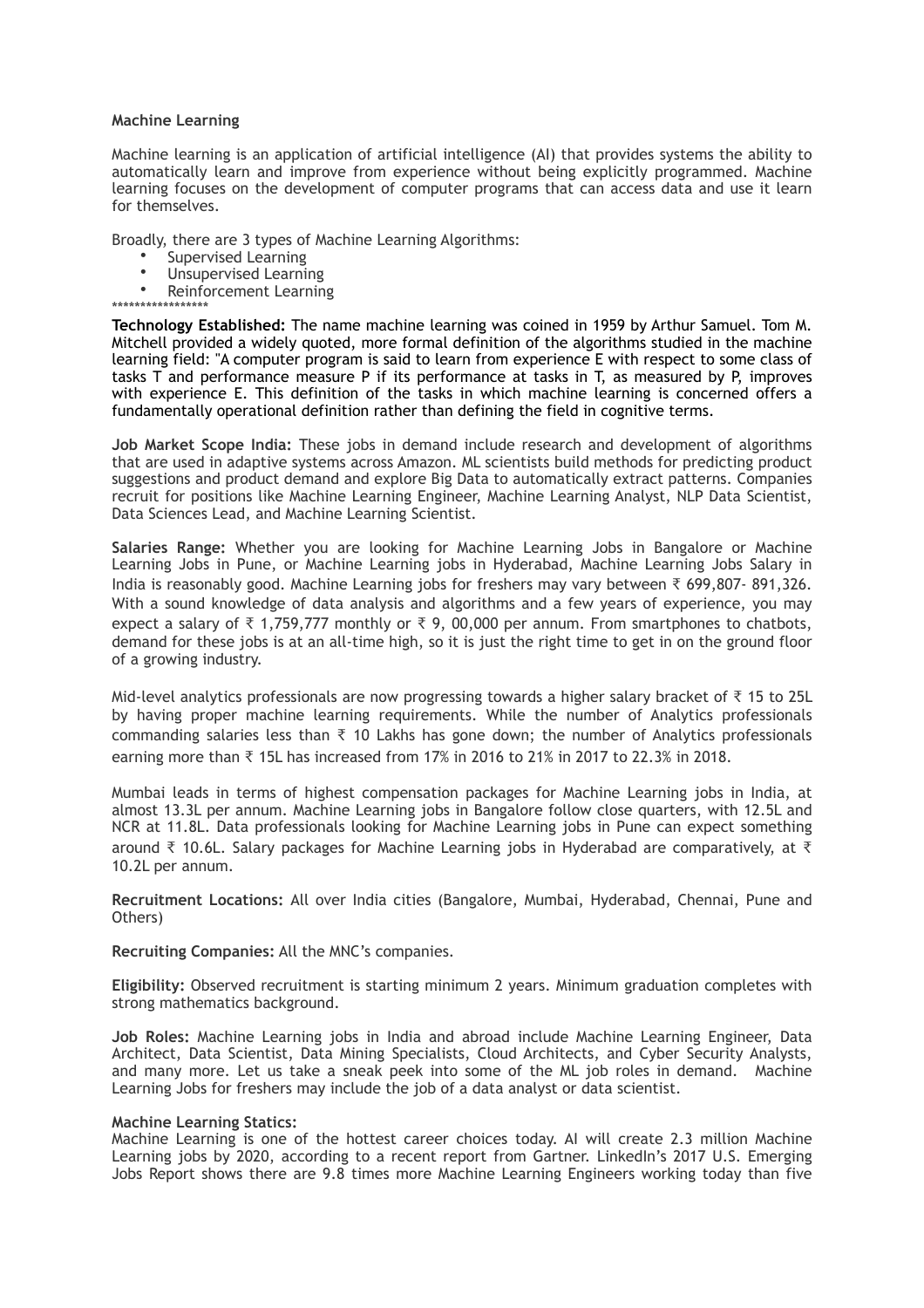**Machine Learning**

Machine learning is an application of artificial intelligence (AI) that provides systems the ability to automatically learn and improve from experience without being explicitly programmed. Machine learning focuses on the development of computer programs that can access data and use it learn for themselves.

Broadly, there are 3 types of Machine Learning Algorithms:

- Supervised Learning
- Unsupervised Learning
- Reinforcement Learning

*****************

**Technology Established:** The name machine learning was coined in 1959 by Arthur Samuel. Tom M. Mitchell provided a widely quoted, more formal definition of the algorithms studied in the machine learning field: "A computer program is said to learn from experience E with respect to some class of tasks T and performance measure P if its performance at tasks in T, as measured by P, improves with experience E. This definition of the tasks in which machine learning is concerned offers a fundamentally operational definition rather than defining the field in cognitive terms.

**Job Market Scope India:** These jobs in demand include research and development of algorithms that are used in adaptive systems across Amazon. ML scientists build methods for predicting product suggestions and product demand and explore Big Data to automatically extract patterns. Companies recruit for positions like Machine Learning Engineer, Machine Learning Analyst, NLP Data Scientist, Data Sciences Lead, and Machine Learning Scientist.

**Salaries Range:** Whether you are looking for Machine Learning Jobs in Bangalore or Machine Learning Jobs in Pune, or Machine Learning jobs in Hyderabad, Machine Learning Jobs Salary in India is reasonably good. Machine Learning jobs for freshers may vary between ₹ 699,807- 891,326. With a sound knowledge of data analysis and algorithms and a few years of experience, you may expect a salary of ₹ 1,759,777 monthly or ₹ 9, 00,000 per annum. From smartphones to chatbots, demand for these jobs is at an all-time high, so it is just the right time to get in on the ground floor of a growing industry.

Mid-level analytics professionals are now progressing towards a higher salary bracket of ₹ 15 to 25L by having proper machine learning requirements. While the number of Analytics professionals commanding salaries less than ₹ 10 Lakhs has gone down; the number of Analytics professionals earning more than ₹ 15L has increased from 17% in 2016 to 21% in 2017 to 22.3% in 2018.

Mumbai leads in terms of highest compensation packages for Machine Learning jobs in India, at almost 13.3L per annum. Machine Learning jobs in Bangalore follow close quarters, with 12.5L and NCR at 11.8L. Data professionals looking for Machine Learning jobs in Pune can expect something around ₹ 10.6L. Salary packages for Machine Learning jobs in Hyderabad are comparatively, at ₹ 10.2L per annum.

**Recruitment Locations:** All over India cities (Bangalore, Mumbai, Hyderabad, Chennai, Pune and Others)

**Recruiting Companies:** All the MNC's companies.

**Eligibility:** Observed recruitment is starting minimum 2 years. Minimum graduation completes with strong mathematics background.

**Job Roles:** Machine Learning jobs in India and abroad include Machine Learning Engineer, Data Architect, Data Scientist, Data Mining Specialists, Cloud Architects, and Cyber Security Analysts, and many more. Let us take a sneak peek into some of the ML job roles in demand. Machine Learning Jobs for freshers may include the job of a data analyst or data scientist.

**Machine Learning Statics:**
Machine Learning is one of the hottest career choices today. AI will create 2.3 million Machine Learning jobs by 2020, according to a recent report from Gartner. LinkedIn's 2017 U.S. Emerging Jobs Report shows there are 9.8 times more Machine Learning Engineers working today than five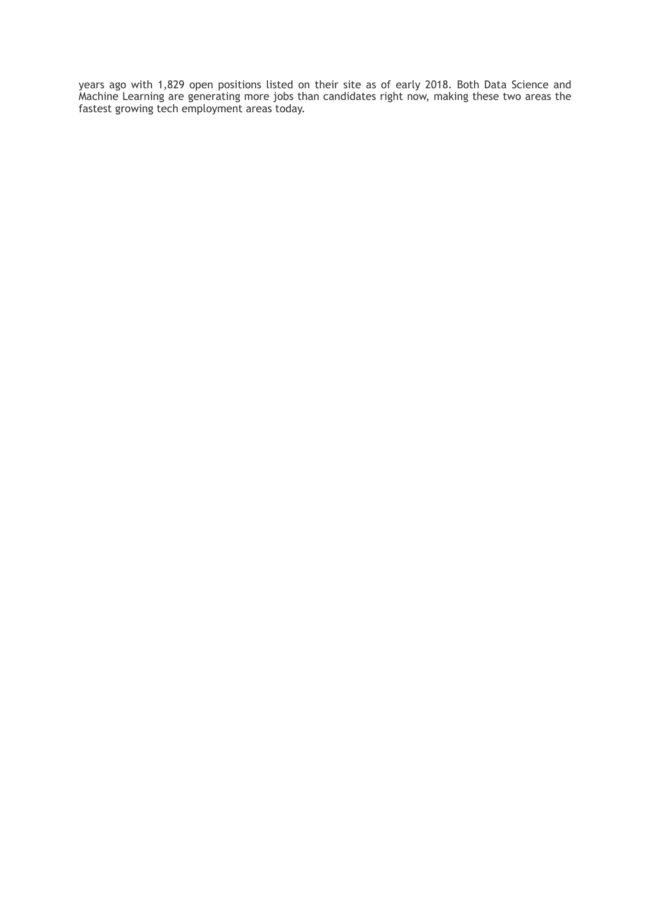years ago with 1,829 open positions listed on their site as of early 2018. Both Data Science and Machine Learning are generating more jobs than candidates right now, making these two areas the fastest growing tech employment areas today.